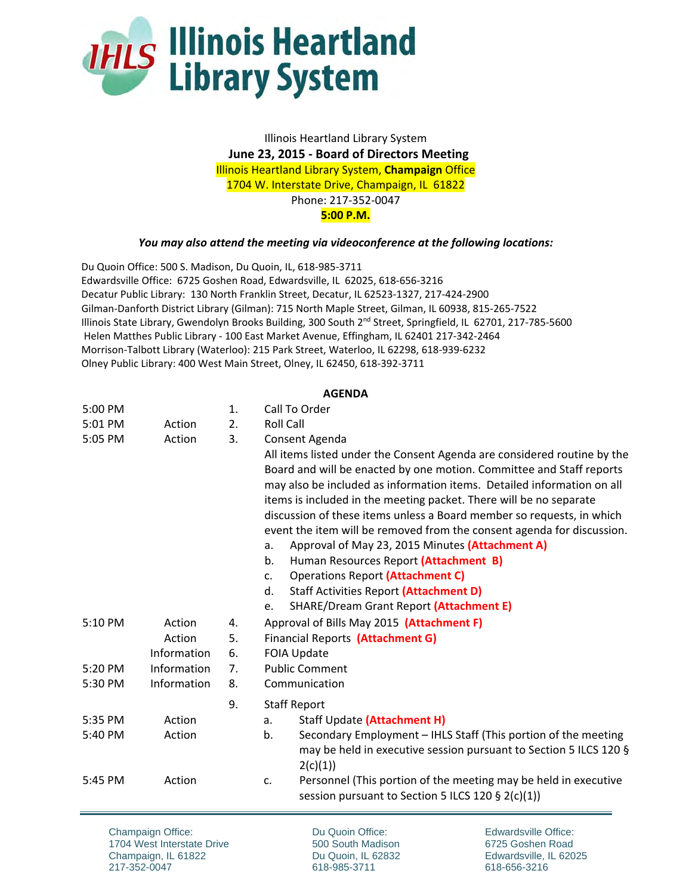# Illinois Heartland Library System

Illinois Heartland Library System

**June 23, 2015 - Board of Directors Meeting**

Illinois Heartland Library System, **Champaign** Office

1704 W. Interstate Drive, Champaign, IL 61822

Phone: 217-352-0047

**5:00 P.M.**

***You may also attend the meeting via videoconference at the following locations:***

Du Quoin Office: 500 S. Madison, Du Quoin, IL, 618-985-3711
Edwardsville Office: 6725 Goshen Road, Edwardsville, IL 62025, 618-656-3216
Decatur Public Library: 130 North Franklin Street, Decatur, IL 62523-1327, 217-424-2900
Gilman-Danforth District Library (Gilman): 715 North Maple Street, Gilman, IL 60938, 815-265-7522
Illinois State Library, Gwendolyn Brooks Building, 300 South 2nd Street, Springfield, IL 62701, 217-785-5600
Helen Matthes Public Library - 100 East Market Avenue, Effingham, IL 62401 217-342-2464
Morrison-Talbott Library (Waterloo): 215 Park Street, Waterloo, IL 62298, 618-939-6232
Olney Public Library: 400 West Main Street, Olney, IL 62450, 618-392-3711

## AGENDA

| Time | Type | No. | Item |
|---|---|---|---|
| 5:00 PM | | 1. | Call To Order |
| 5:01 PM | Action | 2. | Roll Call |
| 5:05 PM | Action | 3. | Consent Agenda<br>All items listed under the Consent Agenda are considered routine by the Board and will be enacted by one motion. Committee and Staff reports may also be included as information items. Detailed information on all items is included in the meeting packet. There will be no separate discussion of these items unless a Board member so requests, in which event the item will be removed from the consent agenda for discussion.<br>a. Approval of May 23, 2015 Minutes **(Attachment A)**<br>b. Human Resources Report **(Attachment B)**<br>c. Operations Report **(Attachment C)**<br>d. Staff Activities Report **(Attachment D)**<br>e. SHARE/Dream Grant Report **(Attachment E)** |
| 5:10 PM | Action | 4. | Approval of Bills May 2015 **(Attachment F)** |
| | Action | 5. | Financial Reports **(Attachment G)** |
| | Information | 6. | FOIA Update |
| 5:20 PM | Information | 7. | Public Comment |
| 5:30 PM | Information | 8. | Communication |
| | | 9. | Staff Report |
| 5:35 PM | Action | | a. Staff Update **(Attachment H)** |
| 5:40 PM | Action | | b. Secondary Employment – IHLS Staff (This portion of the meeting may be held in executive session pursuant to Section 5 ILCS 120 § 2(c)(1)) |
| 5:45 PM | Action | | c. Personnel (This portion of the meeting may be held in executive session pursuant to Section 5 ILCS 120 § 2(c)(1)) |

Champaign Office:
1704 West Interstate Drive
Champaign, IL 61822
217-352-0047

Du Quoin Office:
500 South Madison
Du Quoin, IL 62832
618-985-3711

Edwardsville Office:
6725 Goshen Road
Edwardsville, IL 62025
618-656-3216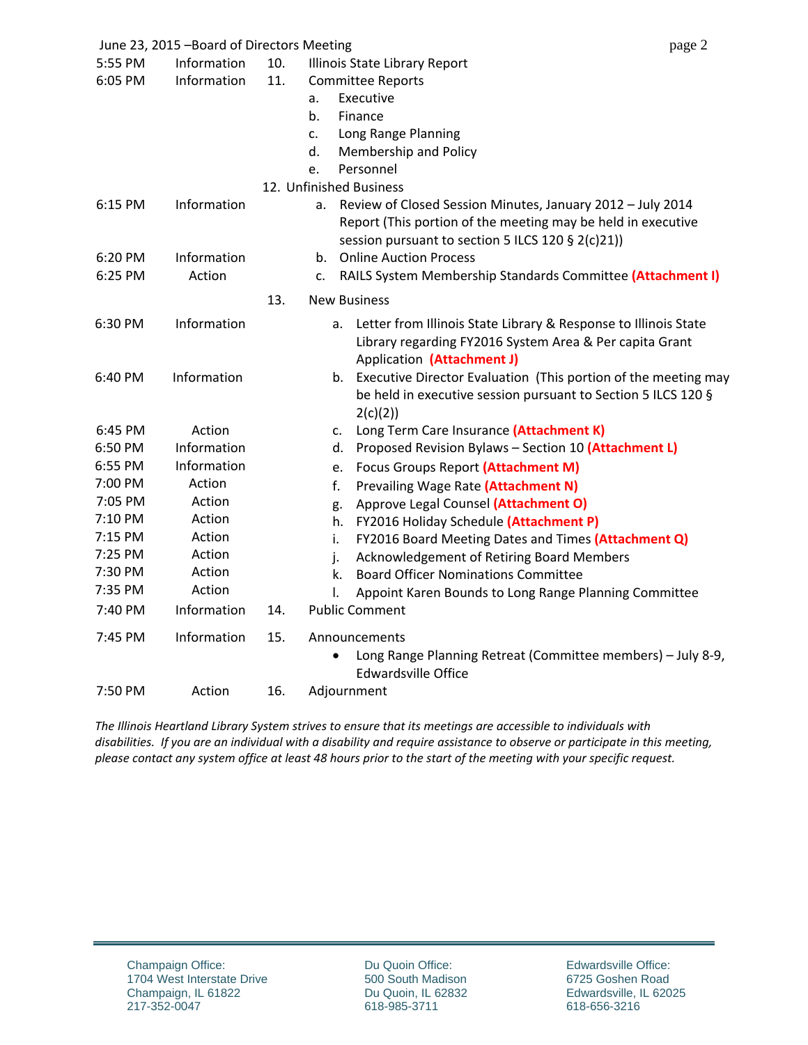| | | | |
|---|---|---|---|
| 5:55 PM | Information | 10. | Illinois State Library Report |
| 6:05 PM | Information | 11. | Committee Reports<br>a. Executive<br>b. Finance<br>c. Long Range Planning<br>d. Membership and Policy<br>e. Personnel |
| | | 12. | Unfinished Business |
| 6:15 PM | Information | | a. Review of Closed Session Minutes, January 2012 – July 2014 Report (This portion of the meeting may be held in executive session pursuant to section 5 ILCS 120 § 2(c)21)) |
| 6:20 PM | Information | | b. Online Auction Process |
| 6:25 PM | Action | | c. RAILS System Membership Standards Committee **(Attachment I)** |
| | | 13. | New Business |
| 6:30 PM | Information | | a. Letter from Illinois State Library & Response to Illinois State Library regarding FY2016 System Area & Per capita Grant Application **(Attachment J)** |
| 6:40 PM | Information | | b. Executive Director Evaluation (This portion of the meeting may be held in executive session pursuant to Section 5 ILCS 120 § 2(c)(2)) |
| 6:45 PM | Action | | c. Long Term Care Insurance **(Attachment K)** |
| 6:50 PM | Information | | d. Proposed Revision Bylaws – Section 10 **(Attachment L)** |
| 6:55 PM | Information | | e. Focus Groups Report **(Attachment M)** |
| 7:00 PM | Action | | f. Prevailing Wage Rate **(Attachment N)** |
| 7:05 PM | Action | | g. Approve Legal Counsel **(Attachment O)** |
| 7:10 PM | Action | | h. FY2016 Holiday Schedule **(Attachment P)** |
| 7:15 PM | Action | | i. FY2016 Board Meeting Dates and Times **(Attachment Q)** |
| 7:25 PM | Action | | j. Acknowledgement of Retiring Board Members |
| 7:30 PM | Action | | k. Board Officer Nominations Committee |
| 7:35 PM | Action | | l. Appoint Karen Bounds to Long Range Planning Committee |
| 7:40 PM | Information | 14. | Public Comment |
| 7:45 PM | Information | 15. | Announcements<br>• Long Range Planning Retreat (Committee members) – July 8-9, Edwardsville Office |
| 7:50 PM | Action | 16. | Adjournment |

*The Illinois Heartland Library System strives to ensure that its meetings are accessible to individuals with disabilities. If you are an individual with a disability and require assistance to observe or participate in this meeting, please contact any system office at least 48 hours prior to the start of the meeting with your specific request.*

Champaign Office:
1704 West Interstate Drive
Champaign, IL 61822
217-352-0047

Du Quoin Office:
500 South Madison
Du Quoin, IL 62832
618-985-3711

Edwardsville Office:
6725 Goshen Road
Edwardsville, IL 62025
618-656-3216